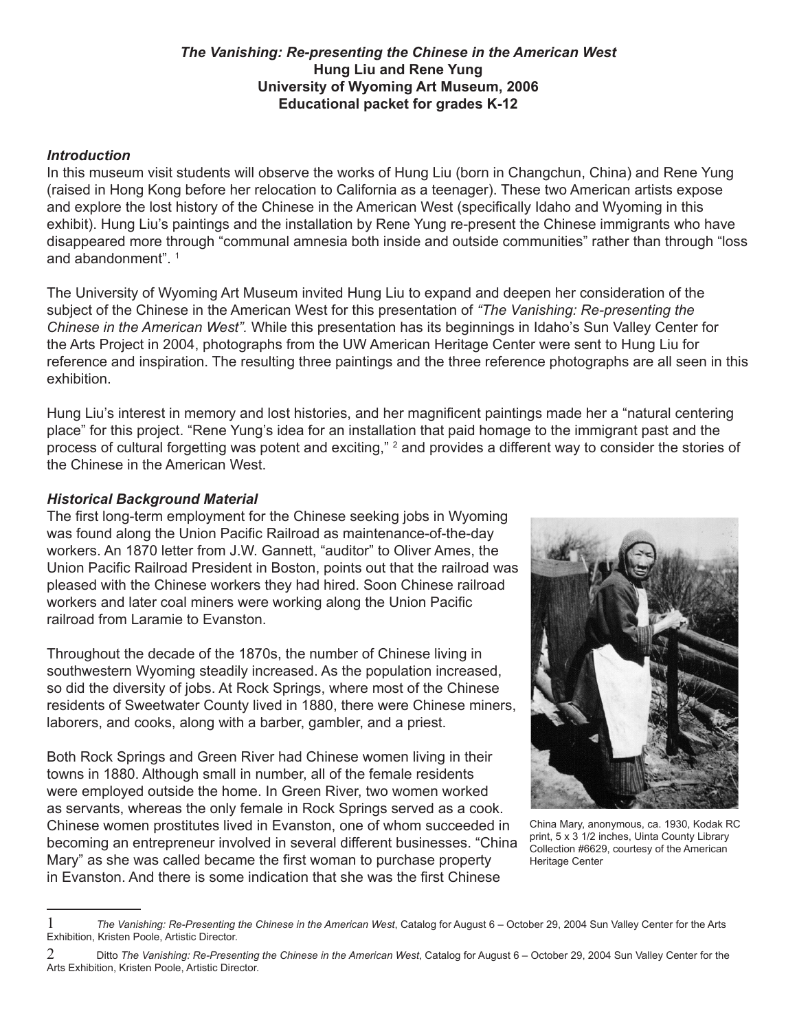**_The Vanishing: Re-presenting the Chinese in the American West_**
**Hung Liu and Rene Yung**
**University of Wyoming Art Museum, 2006**
**Educational packet for grades K-12**

### *Introduction*

In this museum visit students will observe the works of Hung Liu (born in Changchun, China) and Rene Yung (raised in Hong Kong before her relocation to California as a teenager). These two American artists expose and explore the lost history of the Chinese in the American West (specifically Idaho and Wyoming in this exhibit). Hung Liu's paintings and the installation by Rene Yung re-present the Chinese immigrants who have disappeared more through "communal amnesia both inside and outside communities" rather than through "loss and abandonment". [1]

The University of Wyoming Art Museum invited Hung Liu to expand and deepen her consideration of the subject of the Chinese in the American West for this presentation of *"The Vanishing: Re-presenting the Chinese in the American West".* While this presentation has its beginnings in Idaho's Sun Valley Center for the Arts Project in 2004, photographs from the UW American Heritage Center were sent to Hung Liu for reference and inspiration. The resulting three paintings and the three reference photographs are all seen in this exhibition.

Hung Liu's interest in memory and lost histories, and her magnificent paintings made her a "natural centering place" for this project. "Rene Yung's idea for an installation that paid homage to the immigrant past and the process of cultural forgetting was potent and exciting," [2] and provides a different way to consider the stories of the Chinese in the American West.

### *Historical Background Material*

The first long-term employment for the Chinese seeking jobs in Wyoming was found along the Union Pacific Railroad as maintenance-of-the-day workers. An 1870 letter from J.W. Gannett, "auditor" to Oliver Ames, the Union Pacific Railroad President in Boston, points out that the railroad was pleased with the Chinese workers they had hired. Soon Chinese railroad workers and later coal miners were working along the Union Pacific railroad from Laramie to Evanston.

Throughout the decade of the 1870s, the number of Chinese living in southwestern Wyoming steadily increased. As the population increased, so did the diversity of jobs. At Rock Springs, where most of the Chinese residents of Sweetwater County lived in 1880, there were Chinese miners, laborers, and cooks, along with a barber, gambler, and a priest.

China Mary, anonymous, ca. 1930, Kodak RC print, 5 x 3 1/2 inches, Uinta County Library Collection #6629, courtesy of the American Heritage Center

Both Rock Springs and Green River had Chinese women living in their towns in 1880. Although small in number, all of the female residents were employed outside the home. In Green River, two women worked as servants, whereas the only female in Rock Springs served as a cook. Chinese women prostitutes lived in Evanston, one of whom succeeded in becoming an entrepreneur involved in several different businesses. "China Mary" as she was called became the first woman to purchase property in Evanston. And there is some indication that she was the first Chinese

---

[1] *The Vanishing: Re-Presenting the Chinese in the American West*, Catalog for August 6 – October 29, 2004 Sun Valley Center for the Arts Exhibition, Kristen Poole, Artistic Director.

[2] Ditto *The Vanishing: Re-Presenting the Chinese in the American West*, Catalog for August 6 – October 29, 2004 Sun Valley Center for the Arts Exhibition, Kristen Poole, Artistic Director.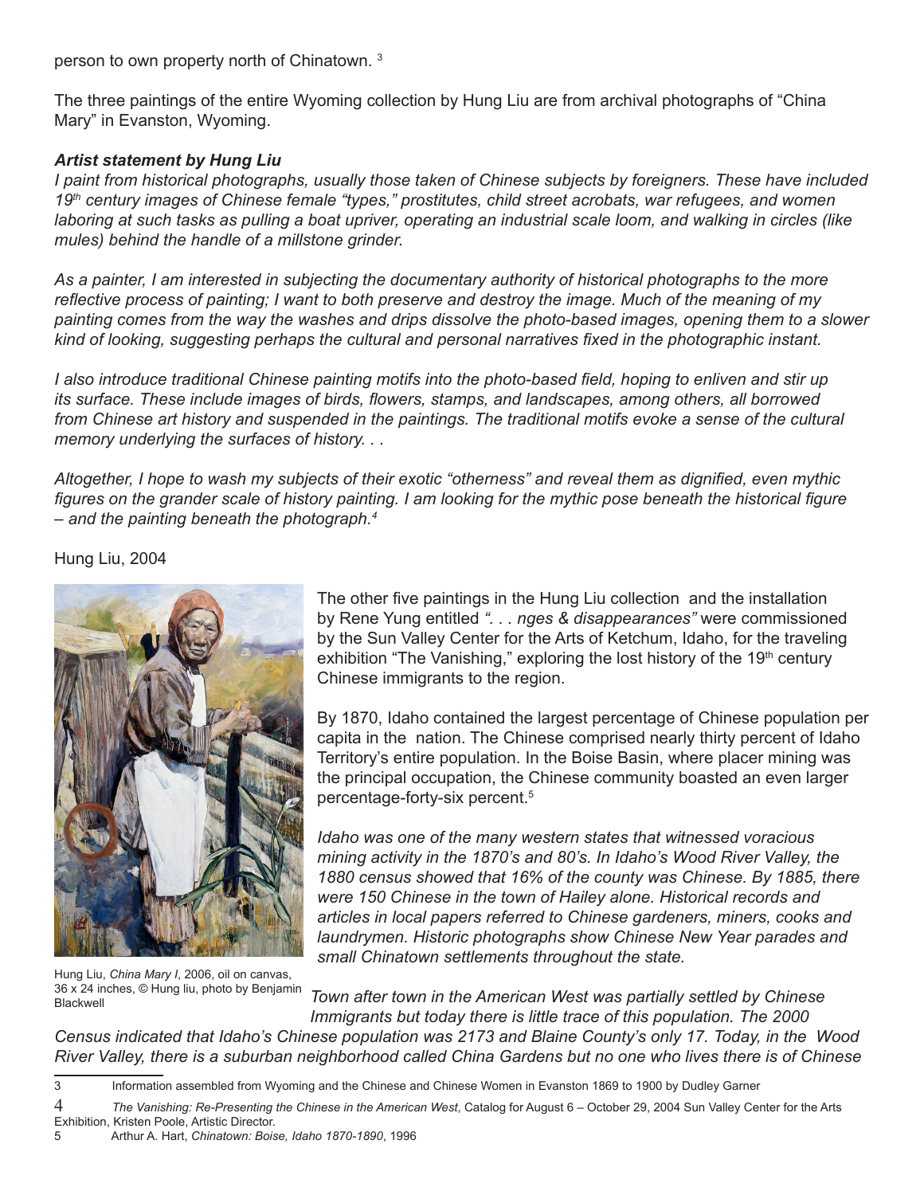person to own property north of Chinatown. [3]

The three paintings of the entire Wyoming collection by Hung Liu are from archival photographs of "China Mary" in Evanston, Wyoming.

***Artist statement by Hung Liu***

*I paint from historical photographs, usually those taken of Chinese subjects by foreigners. These have included 19th century images of Chinese female "types," prostitutes, child street acrobats, war refugees, and women laboring at such tasks as pulling a boat upriver, operating an industrial scale loom, and walking in circles (like mules) behind the handle of a millstone grinder.*

*As a painter, I am interested in subjecting the documentary authority of historical photographs to the more reflective process of painting; I want to both preserve and destroy the image. Much of the meaning of my painting comes from the way the washes and drips dissolve the photo-based images, opening them to a slower kind of looking, suggesting perhaps the cultural and personal narratives fixed in the photographic instant.*

*I also introduce traditional Chinese painting motifs into the photo-based field, hoping to enliven and stir up its surface. These include images of birds, flowers, stamps, and landscapes, among others, all borrowed from Chinese art history and suspended in the paintings. The traditional motifs evoke a sense of the cultural memory underlying the surfaces of history. . .*

*Altogether, I hope to wash my subjects of their exotic "otherness" and reveal them as dignified, even mythic figures on the grander scale of history painting. I am looking for the mythic pose beneath the historical figure – and the painting beneath the photograph.[4]*

Hung Liu, 2004

Hung Liu, *China Mary I*, 2006, oil on canvas, 36 x 24 inches, © Hung liu, photo by Benjamin Blackwell

The other five paintings in the Hung Liu collection and the installation by Rene Yung entitled *". . . nges & disappearances"* were commissioned by the Sun Valley Center for the Arts of Ketchum, Idaho, for the traveling exhibition "The Vanishing," exploring the lost history of the 19th century Chinese immigrants to the region.

By 1870, Idaho contained the largest percentage of Chinese population per capita in the nation. The Chinese comprised nearly thirty percent of Idaho Territory's entire population. In the Boise Basin, where placer mining was the principal occupation, the Chinese community boasted an even larger percentage-forty-six percent.[5]

*Idaho was one of the many western states that witnessed voracious mining activity in the 1870's and 80's. In Idaho's Wood River Valley, the 1880 census showed that 16% of the county was Chinese. By 1885, there were 150 Chinese in the town of Hailey alone. Historical records and articles in local papers referred to Chinese gardeners, miners, cooks and laundrymen. Historic photographs show Chinese New Year parades and small Chinatown settlements throughout the state.*

*Town after town in the American West was partially settled by Chinese Immigrants but today there is little trace of this population. The 2000 Census indicated that Idaho's Chinese population was 2173 and Blaine County's only 17. Today, in the Wood River Valley, there is a suburban neighborhood called China Gardens but no one who lives there is of Chinese*

---

3 Information assembled from Wyoming and the Chinese and Chinese Women in Evanston 1869 to 1900 by Dudley Garner

4 *The Vanishing: Re-Presenting the Chinese in the American West*, Catalog for August 6 – October 29, 2004 Sun Valley Center for the Arts Exhibition, Kristen Poole, Artistic Director.

5 Arthur A. Hart, *Chinatown: Boise, Idaho 1870-1890*, 1996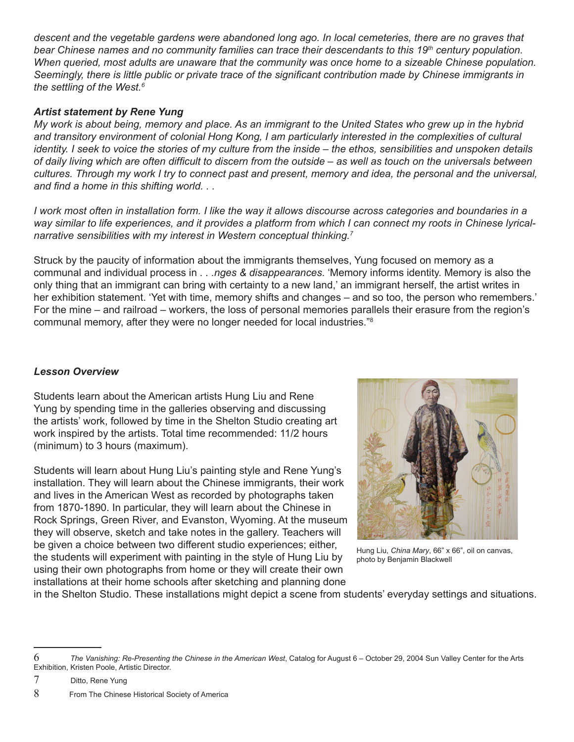*descent and the vegetable gardens were abandoned long ago. In local cemeteries, there are no graves that bear Chinese names and no community families can trace their descendants to this 19th century population. When queried, most adults are unaware that the community was once home to a sizeable Chinese population. Seemingly, there is little public or private trace of the significant contribution made by Chinese immigrants in the settling of the West.*[6]

### *Artist statement by Rene Yung*

*My work is about being, memory and place. As an immigrant to the United States who grew up in the hybrid and transitory environment of colonial Hong Kong, I am particularly interested in the complexities of cultural identity. I seek to voice the stories of my culture from the inside – the ethos, sensibilities and unspoken details of daily living which are often difficult to discern from the outside – as well as touch on the universals between cultures. Through my work I try to connect past and present, memory and idea, the personal and the universal, and find a home in this shifting world. . .*

*I work most often in installation form. I like the way it allows discourse across categories and boundaries in a way similar to life experiences, and it provides a platform from which I can connect my roots in Chinese lyrical-narrative sensibilities with my interest in Western conceptual thinking.*[7]

Struck by the paucity of information about the immigrants themselves, Yung focused on memory as a communal and individual process in *. . .nges & disappearances*. 'Memory informs identity. Memory is also the only thing that an immigrant can bring with certainty to a new land,' an immigrant herself, the artist writes in her exhibition statement. 'Yet with time, memory shifts and changes – and so too, the person who remembers.' For the mine – and railroad – workers, the loss of personal memories parallels their erasure from the region's communal memory, after they were no longer needed for local industries."[8]

### *Lesson Overview*

Students learn about the American artists Hung Liu and Rene Yung by spending time in the galleries observing and discussing the artists' work, followed by time in the Shelton Studio creating art work inspired by the artists. Total time recommended: 11/2 hours (minimum) to 3 hours (maximum).

Students will learn about Hung Liu's painting style and Rene Yung's installation. They will learn about the Chinese immigrants, their work and lives in the American West as recorded by photographs taken from 1870-1890. In particular, they will learn about the Chinese in Rock Springs, Green River, and Evanston, Wyoming. At the museum they will observe, sketch and take notes in the gallery. Teachers will be given a choice between two different studio experiences; either, the students will experiment with painting in the style of Hung Liu by using their own photographs from home or they will create their own installations at their home schools after sketching and planning done in the Shelton Studio. These installations might depict a scene from students' everyday settings and situations.

Hung Liu, *China Mary*, 66" x 66", oil on canvas, photo by Benjamin Blackwell

---

6 *The Vanishing: Re-Presenting the Chinese in the American West*, Catalog for August 6 – October 29, 2004 Sun Valley Center for the Arts Exhibition, Kristen Poole, Artistic Director.

7 Ditto, Rene Yung

8 From The Chinese Historical Society of America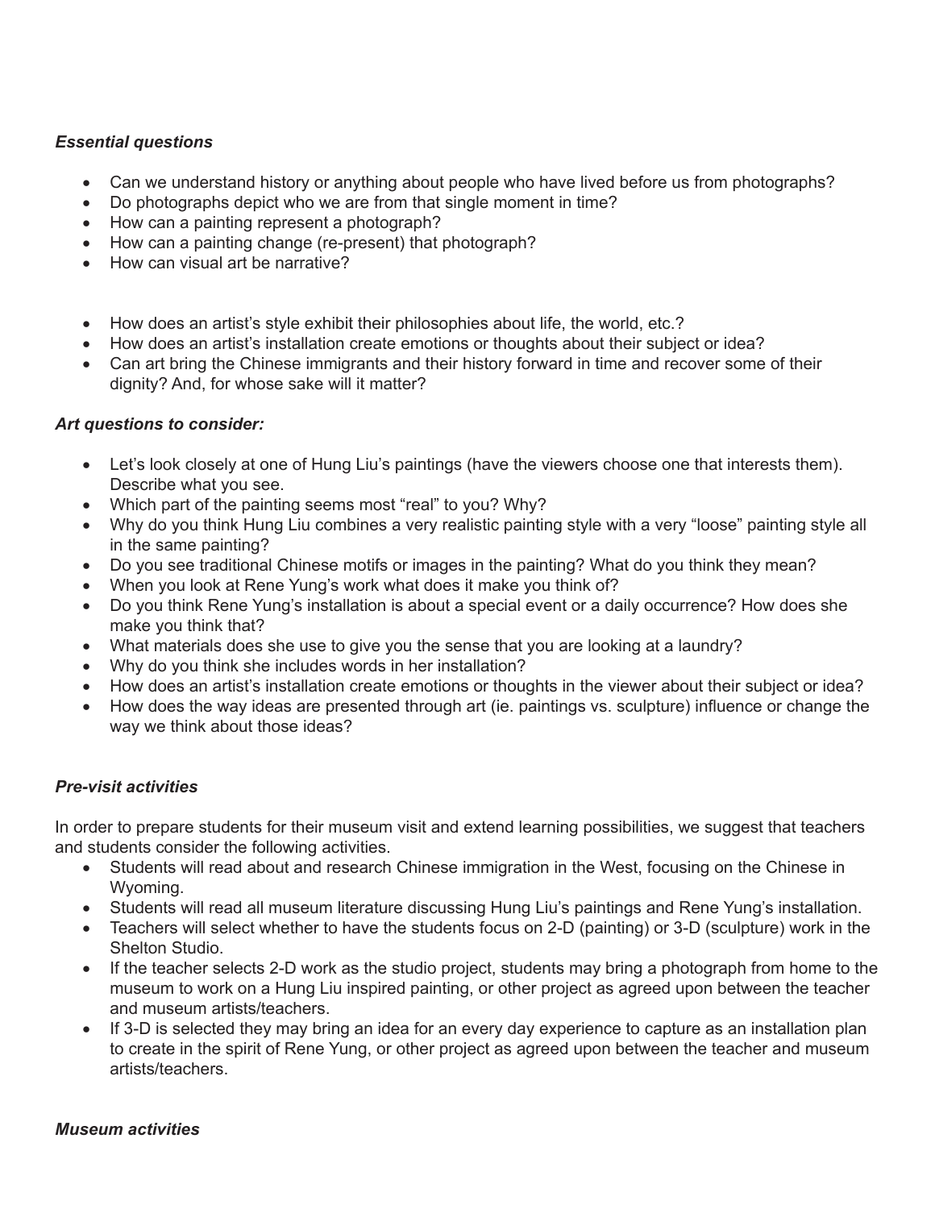*Essential questions*

- Can we understand history or anything about people who have lived before us from photographs?
- Do photographs depict who we are from that single moment in time?
- How can a painting represent a photograph?
- How can a painting change (re-present) that photograph?
- How can visual art be narrative?

- How does an artist's style exhibit their philosophies about life, the world, etc.?
- How does an artist's installation create emotions or thoughts about their subject or idea?
- Can art bring the Chinese immigrants and their history forward in time and recover some of their dignity? And, for whose sake will it matter?

*Art questions to consider:*

- Let's look closely at one of Hung Liu's paintings (have the viewers choose one that interests them). Describe what you see.
- Which part of the painting seems most "real" to you? Why?
- Why do you think Hung Liu combines a very realistic painting style with a very "loose" painting style all in the same painting?
- Do you see traditional Chinese motifs or images in the painting? What do you think they mean?
- When you look at Rene Yung's work what does it make you think of?
- Do you think Rene Yung's installation is about a special event or a daily occurrence? How does she make you think that?
- What materials does she use to give you the sense that you are looking at a laundry?
- Why do you think she includes words in her installation?
- How does an artist's installation create emotions or thoughts in the viewer about their subject or idea?
- How does the way ideas are presented through art (ie. paintings vs. sculpture) influence or change the way we think about those ideas?

*Pre-visit activities*

In order to prepare students for their museum visit and extend learning possibilities, we suggest that teachers and students consider the following activities.

- Students will read about and research Chinese immigration in the West, focusing on the Chinese in Wyoming.
- Students will read all museum literature discussing Hung Liu's paintings and Rene Yung's installation.
- Teachers will select whether to have the students focus on 2-D (painting) or 3-D (sculpture) work in the Shelton Studio.
- If the teacher selects 2-D work as the studio project, students may bring a photograph from home to the museum to work on a Hung Liu inspired painting, or other project as agreed upon between the teacher and museum artists/teachers.
- If 3-D is selected they may bring an idea for an every day experience to capture as an installation plan to create in the spirit of Rene Yung, or other project as agreed upon between the teacher and museum artists/teachers.

*Museum activities*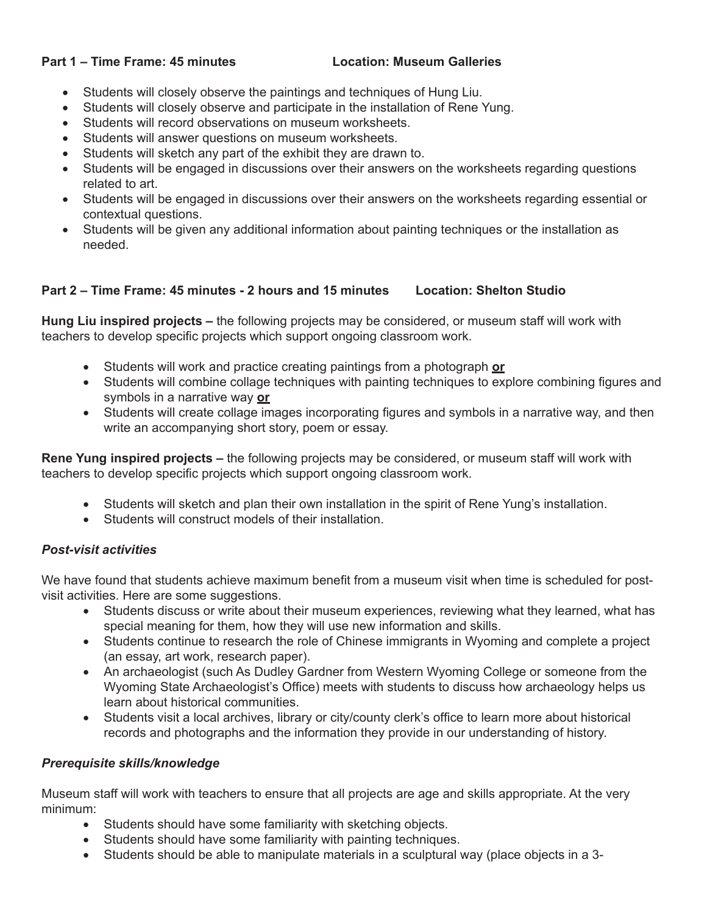**Part 1 – Time Frame: 45 minutes Location: Museum Galleries**

- Students will closely observe the paintings and techniques of Hung Liu.
- Students will closely observe and participate in the installation of Rene Yung.
- Students will record observations on museum worksheets.
- Students will answer questions on museum worksheets.
- Students will sketch any part of the exhibit they are drawn to.
- Students will be engaged in discussions over their answers on the worksheets regarding questions related to art.
- Students will be engaged in discussions over their answers on the worksheets regarding essential or contextual questions.
- Students will be given any additional information about painting techniques or the installation as needed.

**Part 2 – Time Frame: 45 minutes - 2 hours and 15 minutes Location: Shelton Studio**

**Hung Liu inspired projects –** the following projects may be considered, or museum staff will work with teachers to develop specific projects which support ongoing classroom work.

- Students will work and practice creating paintings from a photograph **or**
- Students will combine collage techniques with painting techniques to explore combining figures and symbols in a narrative way **or**
- Students will create collage images incorporating figures and symbols in a narrative way, and then write an accompanying short story, poem or essay.

**Rene Yung inspired projects –** the following projects may be considered, or museum staff will work with teachers to develop specific projects which support ongoing classroom work.

- Students will sketch and plan their own installation in the spirit of Rene Yung's installation.
- Students will construct models of their installation.

***Post-visit activities***

We have found that students achieve maximum benefit from a museum visit when time is scheduled for post-visit activities. Here are some suggestions.

- Students discuss or write about their museum experiences, reviewing what they learned, what has special meaning for them, how they will use new information and skills.
- Students continue to research the role of Chinese immigrants in Wyoming and complete a project (an essay, art work, research paper).
- An archaeologist (such As Dudley Gardner from Western Wyoming College or someone from the Wyoming State Archaeologist's Office) meets with students to discuss how archaeology helps us learn about historical communities.
- Students visit a local archives, library or city/county clerk's office to learn more about historical records and photographs and the information they provide in our understanding of history.

***Prerequisite skills/knowledge***

Museum staff will work with teachers to ensure that all projects are age and skills appropriate. At the very minimum:

- Students should have some familiarity with sketching objects.
- Students should have some familiarity with painting techniques.
- Students should be able to manipulate materials in a sculptural way (place objects in a 3-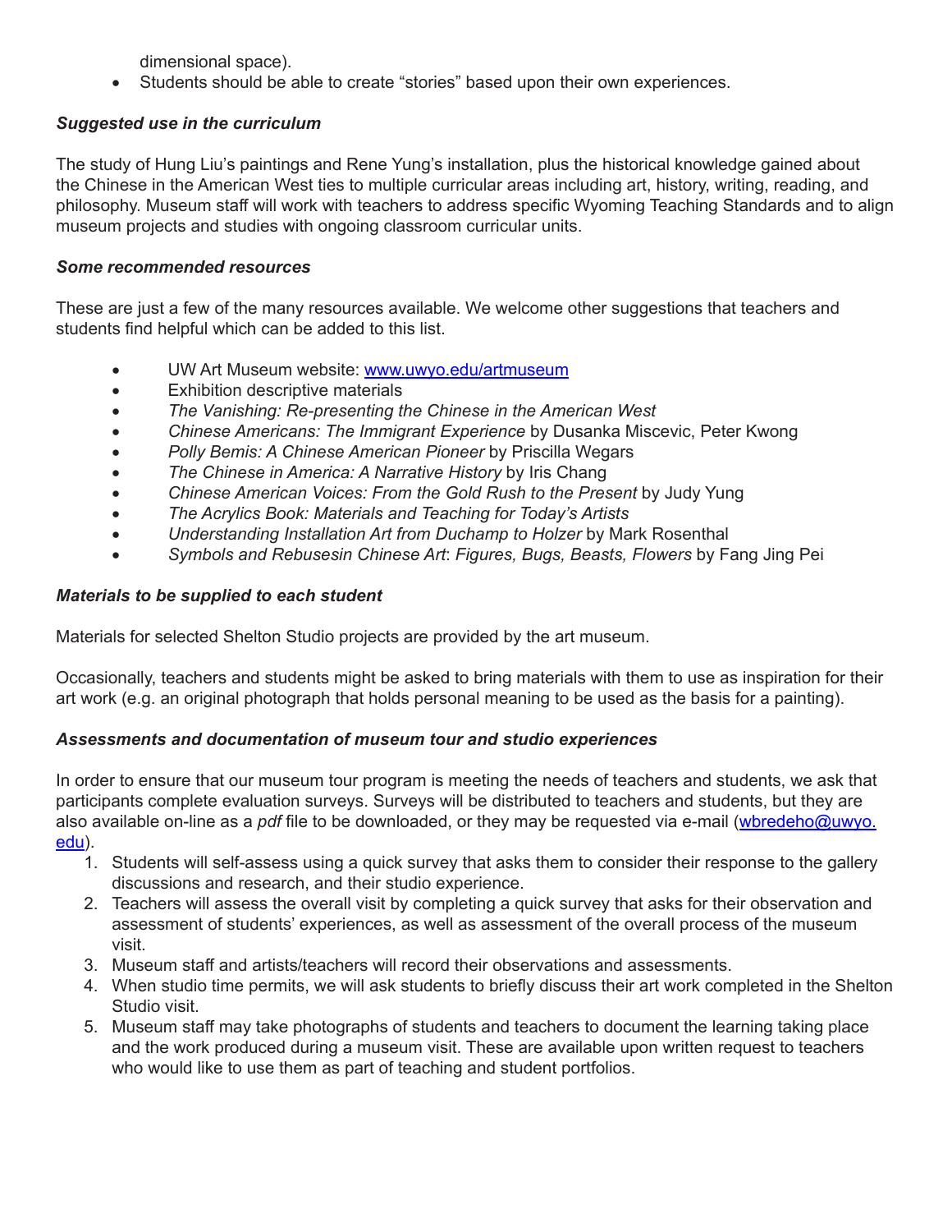dimensional space).

- Students should be able to create "stories" based upon their own experiences.

***Suggested use in the curriculum***

The study of Hung Liu's paintings and Rene Yung's installation, plus the historical knowledge gained about the Chinese in the American West ties to multiple curricular areas including art, history, writing, reading, and philosophy. Museum staff will work with teachers to address specific Wyoming Teaching Standards and to align museum projects and studies with ongoing classroom curricular units.

***Some recommended resources***

These are just a few of the many resources available. We welcome other suggestions that teachers and students find helpful which can be added to this list.

- UW Art Museum website: [www.uwyo.edu/artmuseum](http://www.uwyo.edu/artmuseum)
- Exhibition descriptive materials
- *The Vanishing: Re-presenting the Chinese in the American West*
- *Chinese Americans: The Immigrant Experience* by Dusanka Miscevic, Peter Kwong
- *Polly Bemis: A Chinese American Pioneer* by Priscilla Wegars
- *The Chinese in America: A Narrative History* by Iris Chang
- *Chinese American Voices: From the Gold Rush to the Present* by Judy Yung
- *The Acrylics Book: Materials and Teaching for Today's Artists*
- *Understanding Installation Art from Duchamp to Holzer* by Mark Rosenthal
- *Symbols and Rebusesin Chinese Art*: *Figures, Bugs, Beasts, Flowers* by Fang Jing Pei

***Materials to be supplied to each student***

Materials for selected Shelton Studio projects are provided by the art museum.

Occasionally, teachers and students might be asked to bring materials with them to use as inspiration for their art work (e.g. an original photograph that holds personal meaning to be used as the basis for a painting).

***Assessments and documentation of museum tour and studio experiences***

In order to ensure that our museum tour program is meeting the needs of teachers and students, we ask that participants complete evaluation surveys. Surveys will be distributed to teachers and students, but they are also available on-line as a *pdf* file to be downloaded, or they may be requested via e-mail ([wbredeho@uwyo.edu](mailto:wbredeho@uwyo.edu)).

1. Students will self-assess using a quick survey that asks them to consider their response to the gallery discussions and research, and their studio experience.
2. Teachers will assess the overall visit by completing a quick survey that asks for their observation and assessment of students' experiences, as well as assessment of the overall process of the museum visit.
3. Museum staff and artists/teachers will record their observations and assessments.
4. When studio time permits, we will ask students to briefly discuss their art work completed in the Shelton Studio visit.
5. Museum staff may take photographs of students and teachers to document the learning taking place and the work produced during a museum visit. These are available upon written request to teachers who would like to use them as part of teaching and student portfolios.